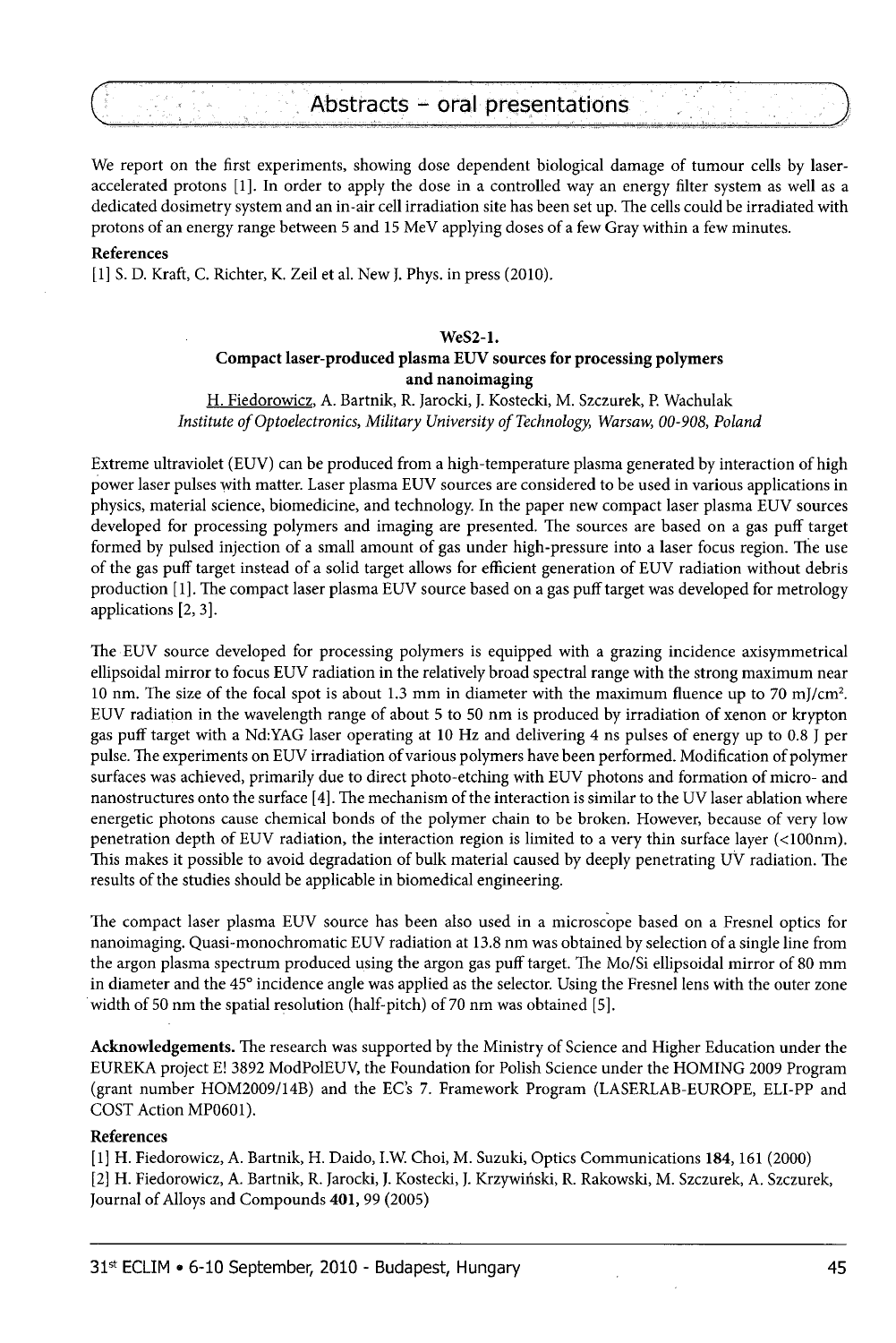We report on the first experiments, showing dose dependent biological damage of tumour cells by laser-accelerated protons [1]. In order to apply the dose in a controlled way an energy filter system as well as a dedicated dosimetry system and an in-air cell irradiation site has been set up. The cells could be irradiated with protons of an energy range between 5 and 15 MeV applying doses of a few Gray within a few minutes.

**References**

[1] S. D. Kraft, C. Richter, K. Zeil et al. New J. Phys. in press (2010).

### WeS2-1.
### Compact laser-produced plasma EUV sources for processing polymers and nanoimaging

H. Fiedorowicz, A. Bartnik, R. Jarocki, J. Kostecki, M. Szczurek, P. Wachulak

*Institute of Optoelectronics, Military University of Technology, Warsaw, 00-908, Poland*

Extreme ultraviolet (EUV) can be produced from a high-temperature plasma generated by interaction of high power laser pulses with matter. Laser plasma EUV sources are considered to be used in various applications in physics, material science, biomedicine, and technology. In the paper new compact laser plasma EUV sources developed for processing polymers and imaging are presented. The sources are based on a gas puff target formed by pulsed injection of a small amount of gas under high-pressure into a laser focus region. The use of the gas puff target instead of a solid target allows for efficient generation of EUV radiation without debris production [1]. The compact laser plasma EUV source based on a gas puff target was developed for metrology applications [2, 3].

The EUV source developed for processing polymers is equipped with a grazing incidence axisymmetrical ellipsoidal mirror to focus EUV radiation in the relatively broad spectral range with the strong maximum near 10 nm. The size of the focal spot is about 1.3 mm in diameter with the maximum fluence up to 70 mJ/cm$^2$. EUV radiation in the wavelength range of about 5 to 50 nm is produced by irradiation of xenon or krypton gas puff target with a Nd:YAG laser operating at 10 Hz and delivering 4 ns pulses of energy up to 0.8 J per pulse. The experiments on EUV irradiation of various polymers have been performed. Modification of polymer surfaces was achieved, primarily due to direct photo-etching with EUV photons and formation of micro- and nanostructures onto the surface [4]. The mechanism of the interaction is similar to the UV laser ablation where energetic photons cause chemical bonds of the polymer chain to be broken. However, because of very low penetration depth of EUV radiation, the interaction region is limited to a very thin surface layer (<100nm). This makes it possible to avoid degradation of bulk material caused by deeply penetrating UV radiation. The results of the studies should be applicable in biomedical engineering.

The compact laser plasma EUV source has been also used in a microscope based on a Fresnel optics for nanoimaging. Quasi-monochromatic EUV radiation at 13.8 nm was obtained by selection of a single line from the argon plasma spectrum produced using the argon gas puff target. The Mo/Si ellipsoidal mirror of 80 mm in diameter and the 45° incidence angle was applied as the selector. Using the Fresnel lens with the outer zone width of 50 nm the spatial resolution (half-pitch) of 70 nm was obtained [5].

**Acknowledgements.** The research was supported by the Ministry of Science and Higher Education under the EUREKA project E! 3892 ModPolEUV, the Foundation for Polish Science under the HOMING 2009 Program (grant number HOM2009/14B) and the EC's 7. Framework Program (LASERLAB-EUROPE, ELI-PP and COST Action MP0601).

**References**

[1] H. Fiedorowicz, A. Bartnik, H. Daido, I.W. Choi, M. Suzuki, Optics Communications **184**, 161 (2000)

[2] H. Fiedorowicz, A. Bartnik, R. Jarocki, J. Kostecki, J. Krzywiński, R. Rakowski, M. Szczurek, A. Szczurek, Journal of Alloys and Compounds **401**, 99 (2005)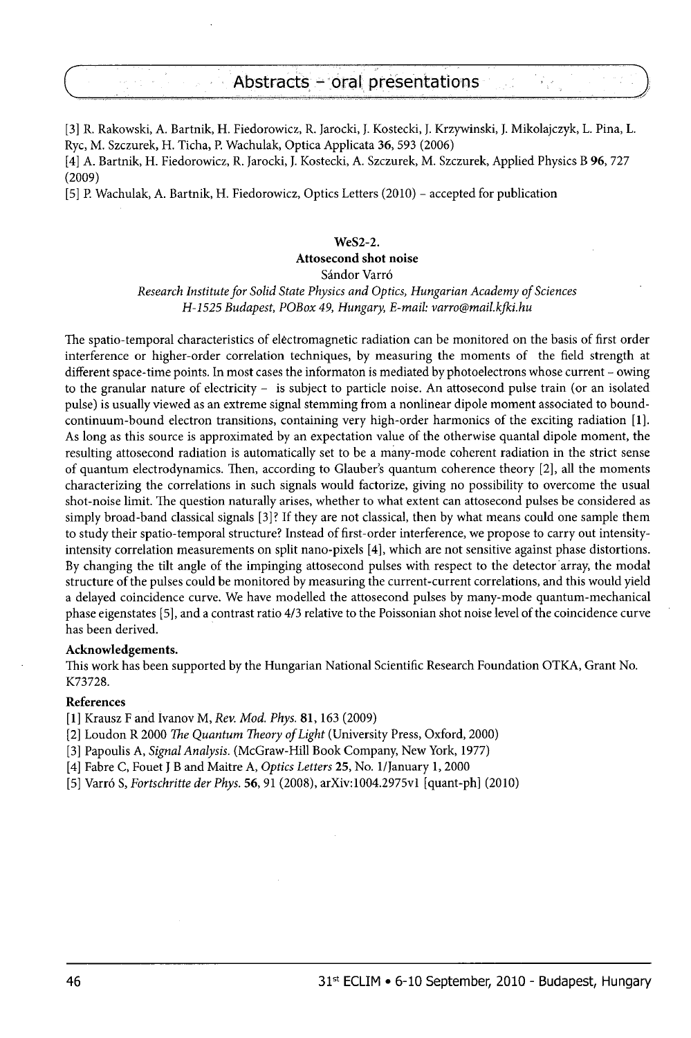[3] R. Rakowski, A. Bartnik, H. Fiedorowicz, R. Jarocki, J. Kostecki, J. Krzywinski, J. Mikolajczyk, L. Pina, L. Ryc, M. Szczurek, H. Ticha, P. Wachulak, Optica Applicata **36**, 593 (2006)

[4] A. Bartnik, H. Fiedorowicz, R. Jarocki, J. Kostecki, A. Szczurek, M. Szczurek, Applied Physics B **96**, 727 (2009)

[5] P. Wachulak, A. Bartnik, H. Fiedorowicz, Optics Letters (2010) – accepted for publication

## WeS2-2.
## Attosecond shot noise

Sándor Varró

*Research Institute for Solid State Physics and Optics, Hungarian Academy of Sciences H-1525 Budapest, POBox 49, Hungary, E-mail: varro@mail.kfki.hu*

The spatio-temporal characteristics of electromagnetic radiation can be monitored on the basis of first order interference or higher-order correlation techniques, by measuring the moments of the field strength at different space-time points. In most cases the informaton is mediated by photoelectrons whose current – owing to the granular nature of electricity – is subject to particle noise. An attosecond pulse train (or an isolated pulse) is usually viewed as an extreme signal stemming from a nonlinear dipole moment associated to bound-continuum-bound electron transitions, containing very high-order harmonics of the exciting radiation [1]. As long as this source is approximated by an expectation value of the otherwise quantal dipole moment, the resulting attosecond radiation is automatically set to be a many-mode coherent radiation in the strict sense of quantum electrodynamics. Then, according to Glauber's quantum coherence theory [2], all the moments characterizing the correlations in such signals would factorize, giving no possibility to overcome the usual shot-noise limit. The question naturally arises, whether to what extent can attosecond pulses be considered as simply broad-band classical signals [3]? If they are not classical, then by what means could one sample them to study their spatio-temporal structure? Instead of first-order interference, we propose to carry out intensity-intensity correlation measurements on split nano-pixels [4], which are not sensitive against phase distortions. By changing the tilt angle of the impinging attosecond pulses with respect to the detector array, the modal structure of the pulses could be monitored by measuring the current-current correlations, and this would yield a delayed coincidence curve. We have modelled the attosecond pulses by many-mode quantum-mechanical phase eigenstates [5], and a contrast ratio 4/3 relative to the Poissonian shot noise level of the coincidence curve has been derived.

**Acknowledgements.**

This work has been supported by the Hungarian National Scientific Research Foundation OTKA, Grant No. K73728.

**References**

[1] Krausz F and Ivanov M, *Rev. Mod. Phys.* **81**, 163 (2009)

[2] Loudon R 2000 *The Quantum Theory of Light* (University Press, Oxford, 2000)

[3] Papoulis A, *Signal Analysis.* (McGraw-Hill Book Company, New York, 1977)

[4] Fabre C, Fouet J B and Maitre A, *Optics Letters* **25**, No. 1/January 1, 2000

[5] Varró S, *Fortschritte der Phys.* **56**, 91 (2008), arXiv:1004.2975v1 [quant-ph] (2010)